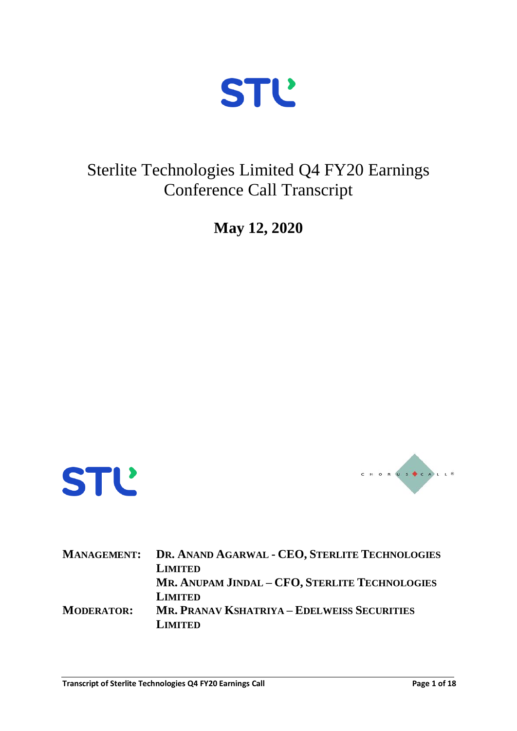# Sterlite Technologies Limited Q4 FY20 Earnings Conference Call Transcript

**May 12, 2020**

| | |
|---|---|
| **MANAGEMENT:** | **DR. ANAND AGARWAL - CEO, STERLITE TECHNOLOGIES LIMITED** |
| | **MR. ANUPAM JINDAL – CFO, STERLITE TECHNOLOGIES LIMITED** |
| **MODERATOR:** | **MR. PRANAV KSHATRIYA – EDELWEISS SECURITIES LIMITED** |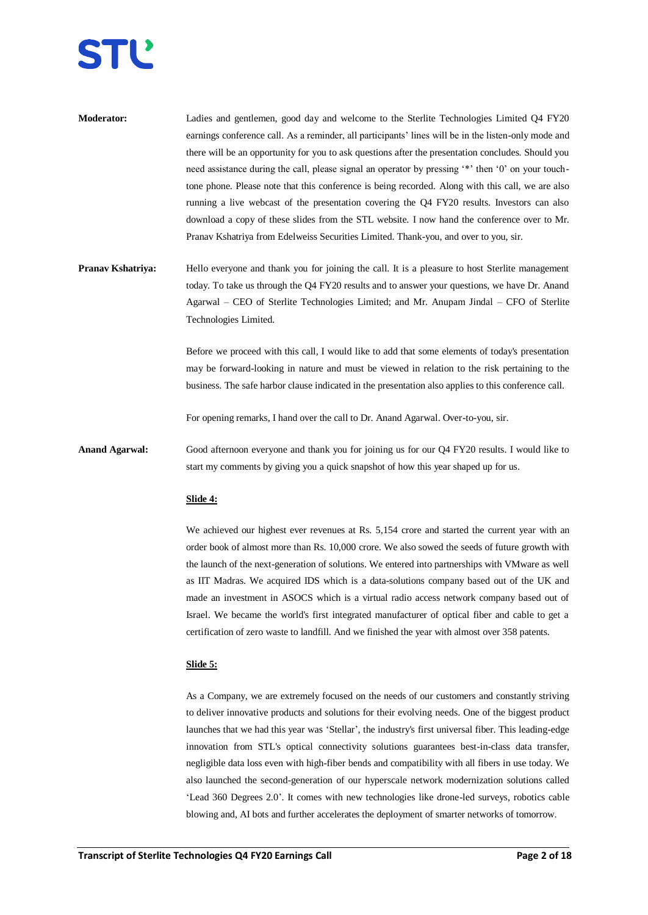**Moderator:** Ladies and gentlemen, good day and welcome to the Sterlite Technologies Limited Q4 FY20 earnings conference call. As a reminder, all participants' lines will be in the listen-only mode and there will be an opportunity for you to ask questions after the presentation concludes. Should you need assistance during the call, please signal an operator by pressing '*' then '0' on your touch-tone phone. Please note that this conference is being recorded. Along with this call, we are also running a live webcast of the presentation covering the Q4 FY20 results. Investors can also download a copy of these slides from the STL website. I now hand the conference over to Mr. Pranav Kshatriya from Edelweiss Securities Limited. Thank-you, and over to you, sir.

**Pranav Kshatriya:** Hello everyone and thank you for joining the call. It is a pleasure to host Sterlite management today. To take us through the Q4 FY20 results and to answer your questions, we have Dr. Anand Agarwal – CEO of Sterlite Technologies Limited; and Mr. Anupam Jindal – CFO of Sterlite Technologies Limited.

Before we proceed with this call, I would like to add that some elements of today's presentation may be forward-looking in nature and must be viewed in relation to the risk pertaining to the business. The safe harbor clause indicated in the presentation also applies to this conference call.

For opening remarks, I hand over the call to Dr. Anand Agarwal. Over-to-you, sir.

**Anand Agarwal:** Good afternoon everyone and thank you for joining us for our Q4 FY20 results. I would like to start my comments by giving you a quick snapshot of how this year shaped up for us.

**Slide 4:**

We achieved our highest ever revenues at Rs. 5,154 crore and started the current year with an order book of almost more than Rs. 10,000 crore. We also sowed the seeds of future growth with the launch of the next-generation of solutions. We entered into partnerships with VMware as well as IIT Madras. We acquired IDS which is a data-solutions company based out of the UK and made an investment in ASOCS which is a virtual radio access network company based out of Israel. We became the world's first integrated manufacturer of optical fiber and cable to get a certification of zero waste to landfill. And we finished the year with almost over 358 patents.

**Slide 5:**

As a Company, we are extremely focused on the needs of our customers and constantly striving to deliver innovative products and solutions for their evolving needs. One of the biggest product launches that we had this year was 'Stellar', the industry's first universal fiber. This leading-edge innovation from STL's optical connectivity solutions guarantees best-in-class data transfer, negligible data loss even with high-fiber bends and compatibility with all fibers in use today. We also launched the second-generation of our hyperscale network modernization solutions called 'Lead 360 Degrees 2.0'. It comes with new technologies like drone-led surveys, robotics cable blowing and, AI bots and further accelerates the deployment of smarter networks of tomorrow.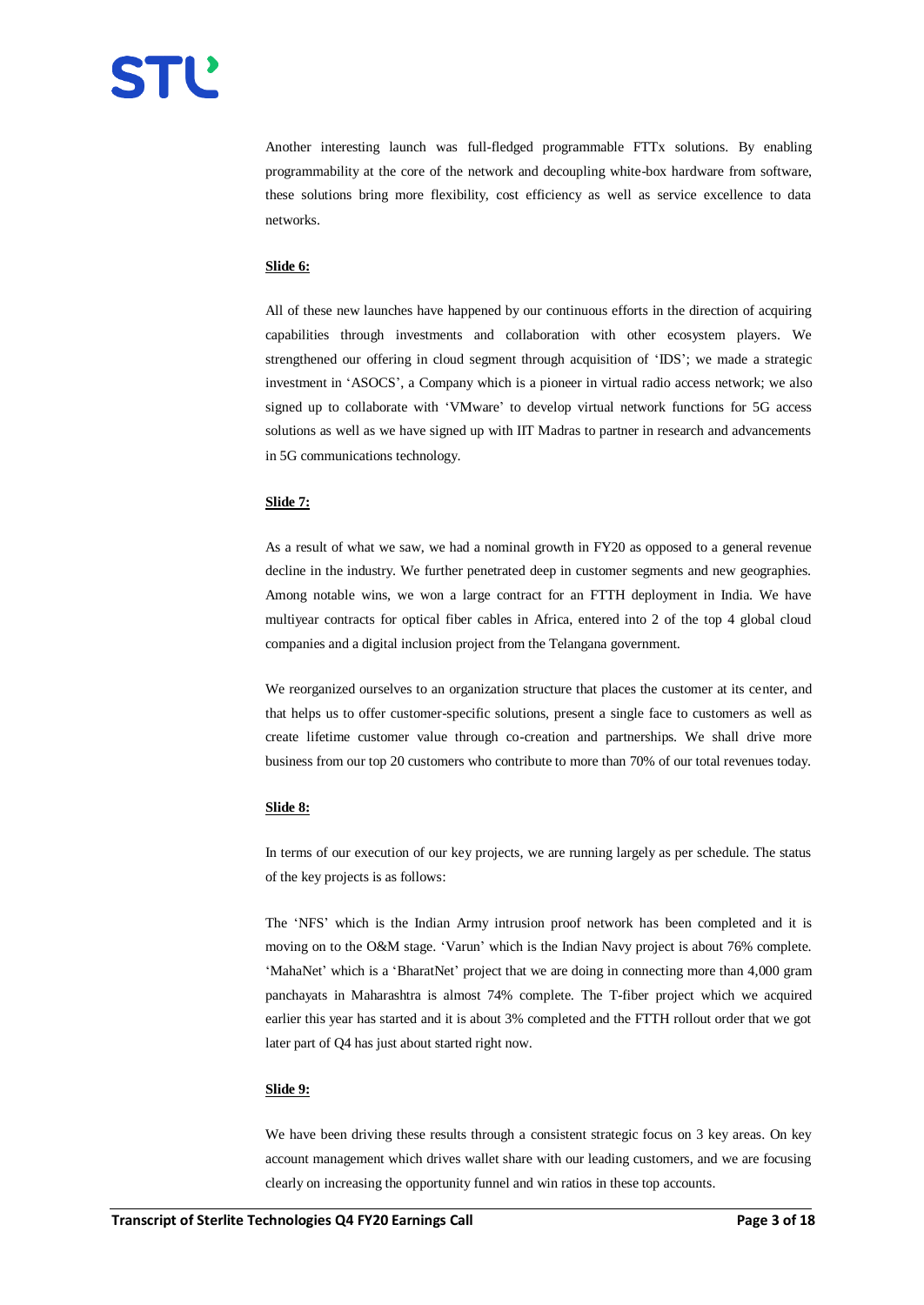Another interesting launch was full-fledged programmable FTTx solutions. By enabling programmability at the core of the network and decoupling white-box hardware from software, these solutions bring more flexibility, cost efficiency as well as service excellence to data networks.

**Slide 6:**

All of these new launches have happened by our continuous efforts in the direction of acquiring capabilities through investments and collaboration with other ecosystem players. We strengthened our offering in cloud segment through acquisition of 'IDS'; we made a strategic investment in 'ASOCS', a Company which is a pioneer in virtual radio access network; we also signed up to collaborate with 'VMware' to develop virtual network functions for 5G access solutions as well as we have signed up with IIT Madras to partner in research and advancements in 5G communications technology.

**Slide 7:**

As a result of what we saw, we had a nominal growth in FY20 as opposed to a general revenue decline in the industry. We further penetrated deep in customer segments and new geographies. Among notable wins, we won a large contract for an FTTH deployment in India. We have multiyear contracts for optical fiber cables in Africa, entered into 2 of the top 4 global cloud companies and a digital inclusion project from the Telangana government.

We reorganized ourselves to an organization structure that places the customer at its center, and that helps us to offer customer-specific solutions, present a single face to customers as well as create lifetime customer value through co-creation and partnerships. We shall drive more business from our top 20 customers who contribute to more than 70% of our total revenues today.

**Slide 8:**

In terms of our execution of our key projects, we are running largely as per schedule. The status of the key projects is as follows:

The 'NFS' which is the Indian Army intrusion proof network has been completed and it is moving on to the O&M stage. 'Varun' which is the Indian Navy project is about 76% complete. 'MahaNet' which is a 'BharatNet' project that we are doing in connecting more than 4,000 gram panchayats in Maharashtra is almost 74% complete. The T-fiber project which we acquired earlier this year has started and it is about 3% completed and the FTTH rollout order that we got later part of Q4 has just about started right now.

**Slide 9:**

We have been driving these results through a consistent strategic focus on 3 key areas. On key account management which drives wallet share with our leading customers, and we are focusing clearly on increasing the opportunity funnel and win ratios in these top accounts.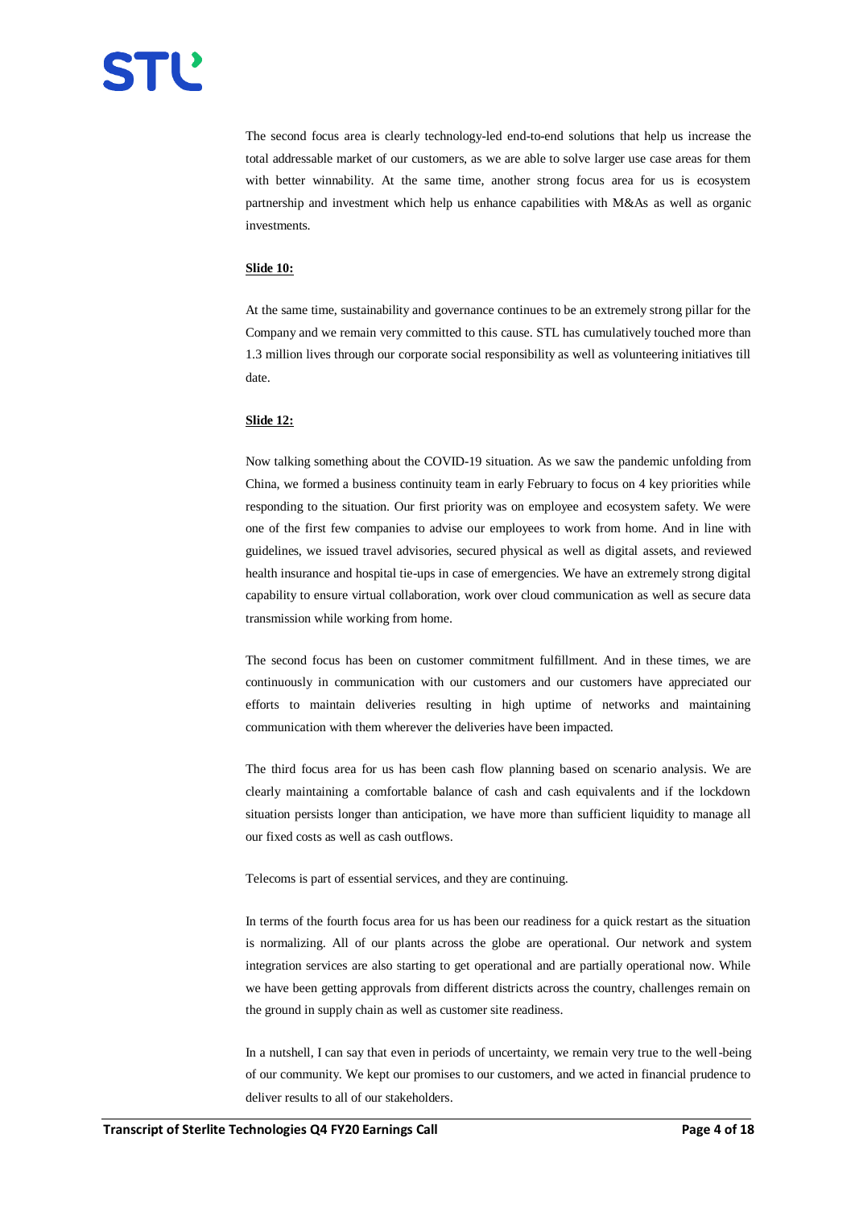The second focus area is clearly technology-led end-to-end solutions that help us increase the total addressable market of our customers, as we are able to solve larger use case areas for them with better winnability. At the same time, another strong focus area for us is ecosystem partnership and investment which help us enhance capabilities with M&As as well as organic investments.

**Slide 10:**

At the same time, sustainability and governance continues to be an extremely strong pillar for the Company and we remain very committed to this cause. STL has cumulatively touched more than 1.3 million lives through our corporate social responsibility as well as volunteering initiatives till date.

**Slide 12:**

Now talking something about the COVID-19 situation. As we saw the pandemic unfolding from China, we formed a business continuity team in early February to focus on 4 key priorities while responding to the situation. Our first priority was on employee and ecosystem safety. We were one of the first few companies to advise our employees to work from home. And in line with guidelines, we issued travel advisories, secured physical as well as digital assets, and reviewed health insurance and hospital tie-ups in case of emergencies. We have an extremely strong digital capability to ensure virtual collaboration, work over cloud communication as well as secure data transmission while working from home.

The second focus has been on customer commitment fulfillment. And in these times, we are continuously in communication with our customers and our customers have appreciated our efforts to maintain deliveries resulting in high uptime of networks and maintaining communication with them wherever the deliveries have been impacted.

The third focus area for us has been cash flow planning based on scenario analysis. We are clearly maintaining a comfortable balance of cash and cash equivalents and if the lockdown situation persists longer than anticipation, we have more than sufficient liquidity to manage all our fixed costs as well as cash outflows.

Telecoms is part of essential services, and they are continuing.

In terms of the fourth focus area for us has been our readiness for a quick restart as the situation is normalizing. All of our plants across the globe are operational. Our network and system integration services are also starting to get operational and are partially operational now. While we have been getting approvals from different districts across the country, challenges remain on the ground in supply chain as well as customer site readiness.

In a nutshell, I can say that even in periods of uncertainty, we remain very true to the well-being of our community. We kept our promises to our customers, and we acted in financial prudence to deliver results to all of our stakeholders.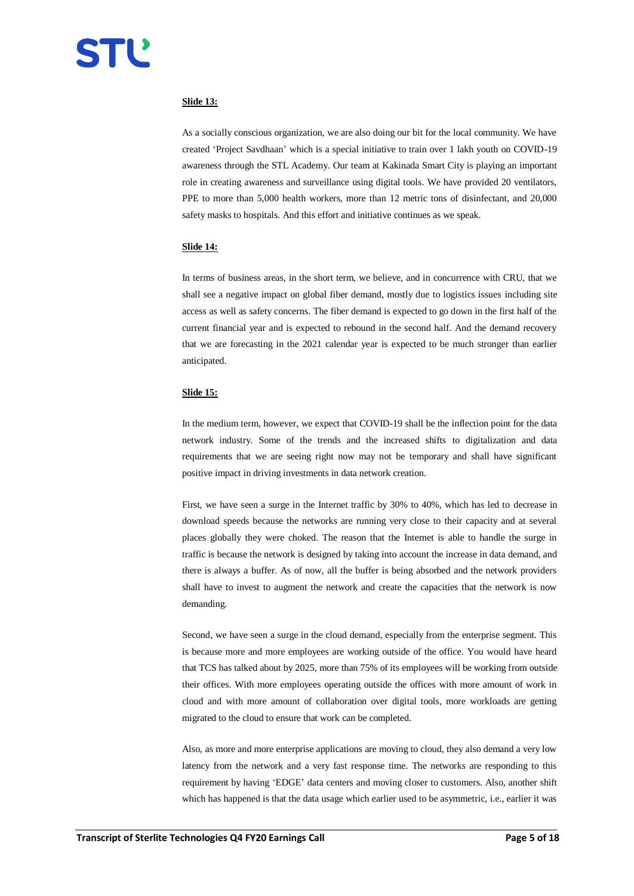**Slide 13:**

As a socially conscious organization, we are also doing our bit for the local community. We have created 'Project Savdhaan' which is a special initiative to train over 1 lakh youth on COVID-19 awareness through the STL Academy. Our team at Kakinada Smart City is playing an important role in creating awareness and surveillance using digital tools. We have provided 20 ventilators, PPE to more than 5,000 health workers, more than 12 metric tons of disinfectant, and 20,000 safety masks to hospitals. And this effort and initiative continues as we speak.

**Slide 14:**

In terms of business areas, in the short term, we believe, and in concurrence with CRU, that we shall see a negative impact on global fiber demand, mostly due to logistics issues including site access as well as safety concerns. The fiber demand is expected to go down in the first half of the current financial year and is expected to rebound in the second half. And the demand recovery that we are forecasting in the 2021 calendar year is expected to be much stronger than earlier anticipated.

**Slide 15:**

In the medium term, however, we expect that COVID-19 shall be the inflection point for the data network industry. Some of the trends and the increased shifts to digitalization and data requirements that we are seeing right now may not be temporary and shall have significant positive impact in driving investments in data network creation.

First, we have seen a surge in the Internet traffic by 30% to 40%, which has led to decrease in download speeds because the networks are running very close to their capacity and at several places globally they were choked. The reason that the Internet is able to handle the surge in traffic is because the network is designed by taking into account the increase in data demand, and there is always a buffer. As of now, all the buffer is being absorbed and the network providers shall have to invest to augment the network and create the capacities that the network is now demanding.

Second, we have seen a surge in the cloud demand, especially from the enterprise segment. This is because more and more employees are working outside of the office. You would have heard that TCS has talked about by 2025, more than 75% of its employees will be working from outside their offices. With more employees operating outside the offices with more amount of work in cloud and with more amount of collaboration over digital tools, more workloads are getting migrated to the cloud to ensure that work can be completed.

Also, as more and more enterprise applications are moving to cloud, they also demand a very low latency from the network and a very fast response time. The networks are responding to this requirement by having 'EDGE' data centers and moving closer to customers. Also, another shift which has happened is that the data usage which earlier used to be asymmetric, i.e., earlier it was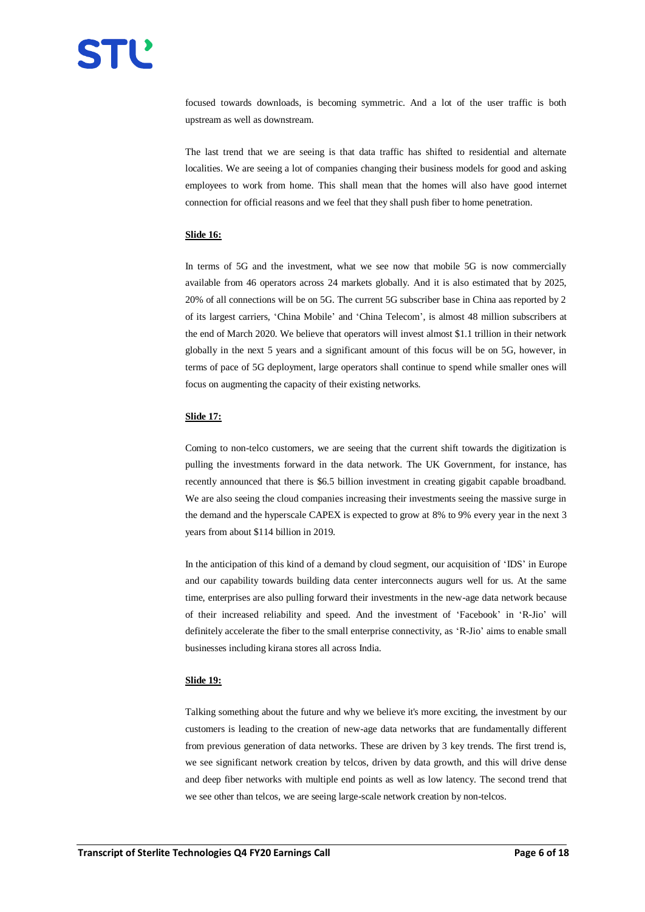focused towards downloads, is becoming symmetric. And a lot of the user traffic is both upstream as well as downstream.

The last trend that we are seeing is that data traffic has shifted to residential and alternate localities. We are seeing a lot of companies changing their business models for good and asking employees to work from home. This shall mean that the homes will also have good internet connection for official reasons and we feel that they shall push fiber to home penetration.

**Slide 16:**

In terms of 5G and the investment, what we see now that mobile 5G is now commercially available from 46 operators across 24 markets globally. And it is also estimated that by 2025, 20% of all connections will be on 5G. The current 5G subscriber base in China aas reported by 2 of its largest carriers, 'China Mobile' and 'China Telecom', is almost 48 million subscribers at the end of March 2020. We believe that operators will invest almost $1.1 trillion in their network globally in the next 5 years and a significant amount of this focus will be on 5G, however, in terms of pace of 5G deployment, large operators shall continue to spend while smaller ones will focus on augmenting the capacity of their existing networks.

**Slide 17:**

Coming to non-telco customers, we are seeing that the current shift towards the digitization is pulling the investments forward in the data network. The UK Government, for instance, has recently announced that there is $6.5 billion investment in creating gigabit capable broadband. We are also seeing the cloud companies increasing their investments seeing the massive surge in the demand and the hyperscale CAPEX is expected to grow at 8% to 9% every year in the next 3 years from about $114 billion in 2019.

In the anticipation of this kind of a demand by cloud segment, our acquisition of 'IDS' in Europe and our capability towards building data center interconnects augurs well for us. At the same time, enterprises are also pulling forward their investments in the new-age data network because of their increased reliability and speed. And the investment of 'Facebook' in 'R-Jio' will definitely accelerate the fiber to the small enterprise connectivity, as 'R-Jio' aims to enable small businesses including kirana stores all across India.

**Slide 19:**

Talking something about the future and why we believe it's more exciting, the investment by our customers is leading to the creation of new-age data networks that are fundamentally different from previous generation of data networks. These are driven by 3 key trends. The first trend is, we see significant network creation by telcos, driven by data growth, and this will drive dense and deep fiber networks with multiple end points as well as low latency. The second trend that we see other than telcos, we are seeing large-scale network creation by non-telcos.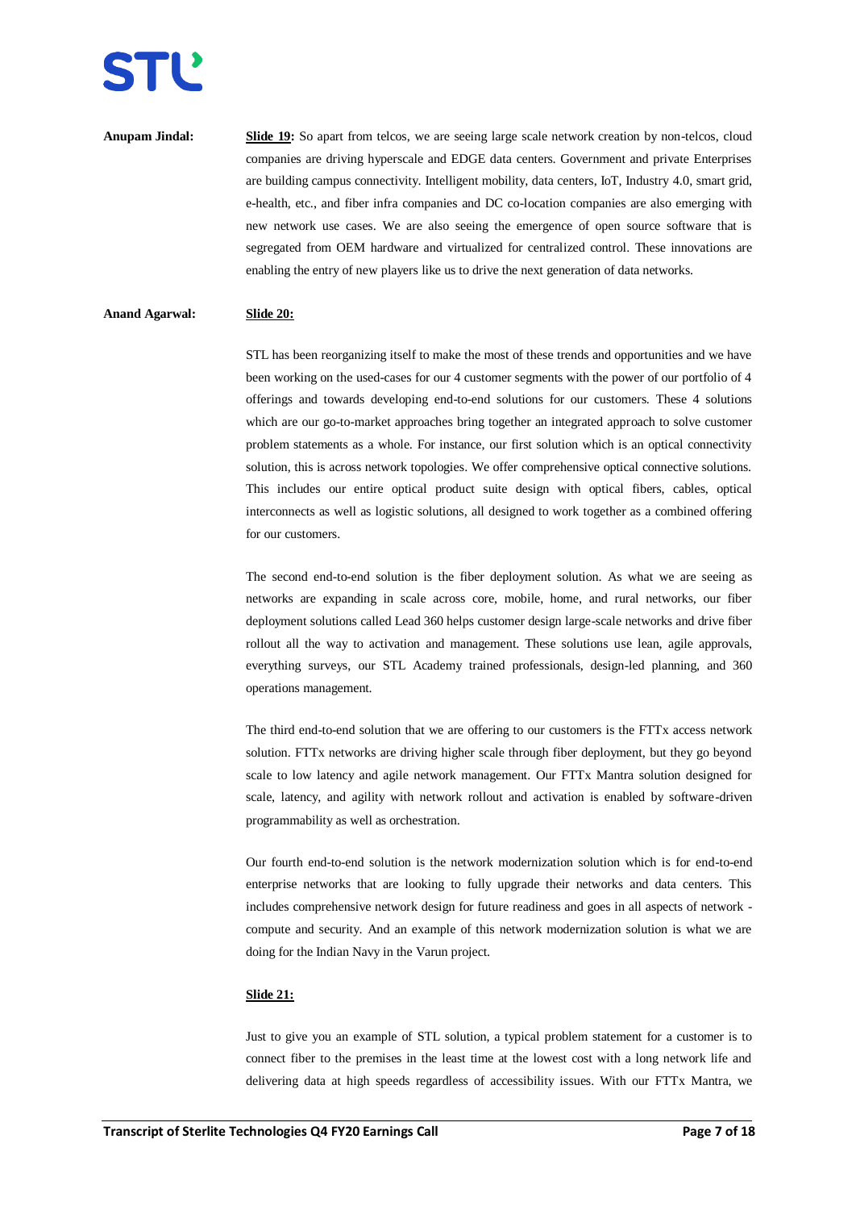**Anupam Jindal:** **Slide 19:** So apart from telcos, we are seeing large scale network creation by non-telcos, cloud companies are driving hyperscale and EDGE data centers. Government and private Enterprises are building campus connectivity. Intelligent mobility, data centers, IoT, Industry 4.0, smart grid, e-health, etc., and fiber infra companies and DC co-location companies are also emerging with new network use cases. We are also seeing the emergence of open source software that is segregated from OEM hardware and virtualized for centralized control. These innovations are enabling the entry of new players like us to drive the next generation of data networks.

**Anand Agarwal:** **Slide 20:**

STL has been reorganizing itself to make the most of these trends and opportunities and we have been working on the used-cases for our 4 customer segments with the power of our portfolio of 4 offerings and towards developing end-to-end solutions for our customers. These 4 solutions which are our go-to-market approaches bring together an integrated approach to solve customer problem statements as a whole. For instance, our first solution which is an optical connectivity solution, this is across network topologies. We offer comprehensive optical connective solutions. This includes our entire optical product suite design with optical fibers, cables, optical interconnects as well as logistic solutions, all designed to work together as a combined offering for our customers.

The second end-to-end solution is the fiber deployment solution. As what we are seeing as networks are expanding in scale across core, mobile, home, and rural networks, our fiber deployment solutions called Lead 360 helps customer design large-scale networks and drive fiber rollout all the way to activation and management. These solutions use lean, agile approvals, everything surveys, our STL Academy trained professionals, design-led planning, and 360 operations management.

The third end-to-end solution that we are offering to our customers is the FTTx access network solution. FTTx networks are driving higher scale through fiber deployment, but they go beyond scale to low latency and agile network management. Our FTTx Mantra solution designed for scale, latency, and agility with network rollout and activation is enabled by software-driven programmability as well as orchestration.

Our fourth end-to-end solution is the network modernization solution which is for end-to-end enterprise networks that are looking to fully upgrade their networks and data centers. This includes comprehensive network design for future readiness and goes in all aspects of network - compute and security. And an example of this network modernization solution is what we are doing for the Indian Navy in the Varun project.

**Slide 21:**

Just to give you an example of STL solution, a typical problem statement for a customer is to connect fiber to the premises in the least time at the lowest cost with a long network life and delivering data at high speeds regardless of accessibility issues. With our FTTx Mantra, we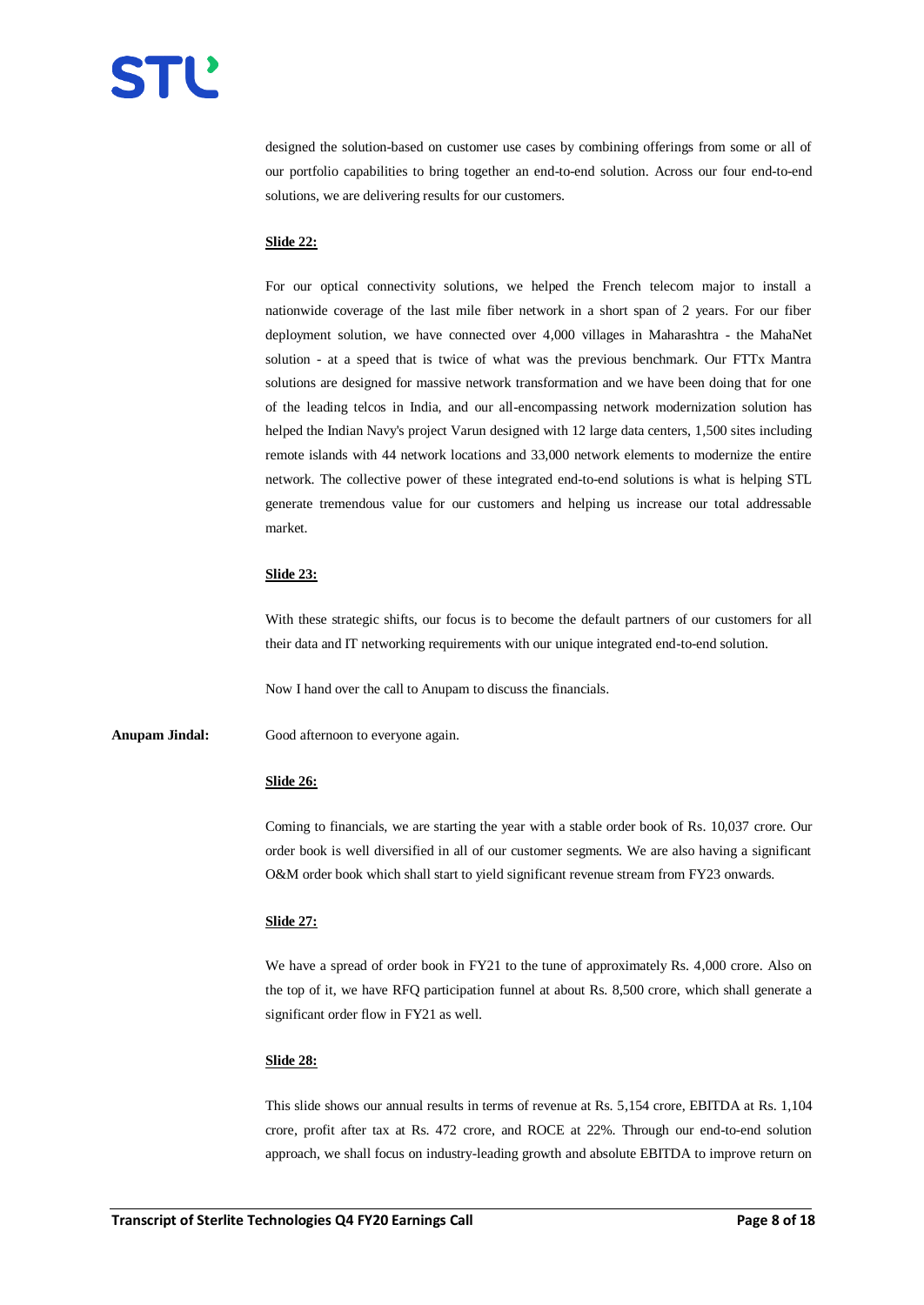designed the solution-based on customer use cases by combining offerings from some or all of our portfolio capabilities to bring together an end-to-end solution. Across our four end-to-end solutions, we are delivering results for our customers.

**Slide 22:**

For our optical connectivity solutions, we helped the French telecom major to install a nationwide coverage of the last mile fiber network in a short span of 2 years. For our fiber deployment solution, we have connected over 4,000 villages in Maharashtra - the MahaNet solution - at a speed that is twice of what was the previous benchmark. Our FTTx Mantra solutions are designed for massive network transformation and we have been doing that for one of the leading telcos in India, and our all-encompassing network modernization solution has helped the Indian Navy's project Varun designed with 12 large data centers, 1,500 sites including remote islands with 44 network locations and 33,000 network elements to modernize the entire network. The collective power of these integrated end-to-end solutions is what is helping STL generate tremendous value for our customers and helping us increase our total addressable market.

**Slide 23:**

With these strategic shifts, our focus is to become the default partners of our customers for all their data and IT networking requirements with our unique integrated end-to-end solution.

Now I hand over the call to Anupam to discuss the financials.

**Anupam Jindal:** Good afternoon to everyone again.

**Slide 26:**

Coming to financials, we are starting the year with a stable order book of Rs. 10,037 crore. Our order book is well diversified in all of our customer segments. We are also having a significant O&M order book which shall start to yield significant revenue stream from FY23 onwards.

**Slide 27:**

We have a spread of order book in FY21 to the tune of approximately Rs. 4,000 crore. Also on the top of it, we have RFQ participation funnel at about Rs. 8,500 crore, which shall generate a significant order flow in FY21 as well.

**Slide 28:**

This slide shows our annual results in terms of revenue at Rs. 5,154 crore, EBITDA at Rs. 1,104 crore, profit after tax at Rs. 472 crore, and ROCE at 22%. Through our end-to-end solution approach, we shall focus on industry-leading growth and absolute EBITDA to improve return on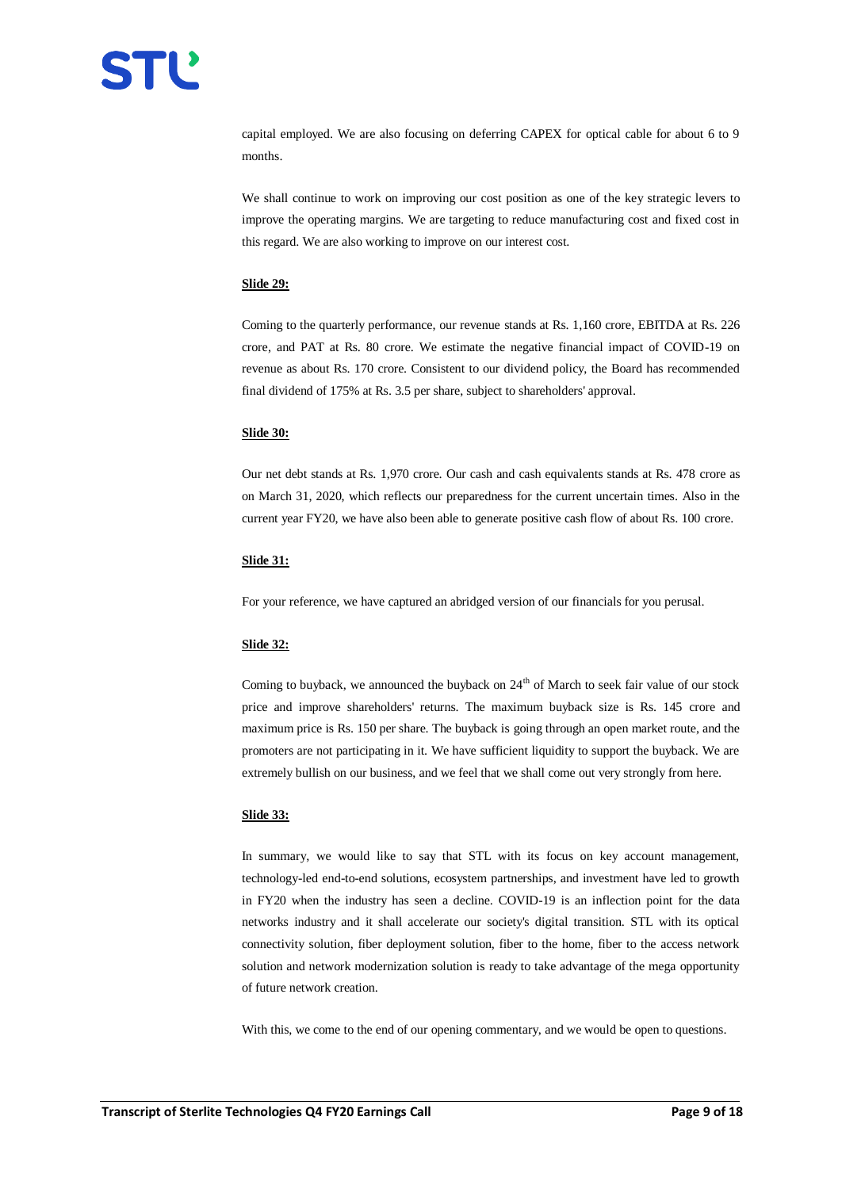capital employed. We are also focusing on deferring CAPEX for optical cable for about 6 to 9 months.

We shall continue to work on improving our cost position as one of the key strategic levers to improve the operating margins. We are targeting to reduce manufacturing cost and fixed cost in this regard. We are also working to improve on our interest cost.

**Slide 29:**

Coming to the quarterly performance, our revenue stands at Rs. 1,160 crore, EBITDA at Rs. 226 crore, and PAT at Rs. 80 crore. We estimate the negative financial impact of COVID-19 on revenue as about Rs. 170 crore. Consistent to our dividend policy, the Board has recommended final dividend of 175% at Rs. 3.5 per share, subject to shareholders' approval.

**Slide 30:**

Our net debt stands at Rs. 1,970 crore. Our cash and cash equivalents stands at Rs. 478 crore as on March 31, 2020, which reflects our preparedness for the current uncertain times. Also in the current year FY20, we have also been able to generate positive cash flow of about Rs. 100 crore.

**Slide 31:**

For your reference, we have captured an abridged version of our financials for you perusal.

**Slide 32:**

Coming to buyback, we announced the buyback on 24th of March to seek fair value of our stock price and improve shareholders' returns. The maximum buyback size is Rs. 145 crore and maximum price is Rs. 150 per share. The buyback is going through an open market route, and the promoters are not participating in it. We have sufficient liquidity to support the buyback. We are extremely bullish on our business, and we feel that we shall come out very strongly from here.

**Slide 33:**

In summary, we would like to say that STL with its focus on key account management, technology-led end-to-end solutions, ecosystem partnerships, and investment have led to growth in FY20 when the industry has seen a decline. COVID-19 is an inflection point for the data networks industry and it shall accelerate our society's digital transition. STL with its optical connectivity solution, fiber deployment solution, fiber to the home, fiber to the access network solution and network modernization solution is ready to take advantage of the mega opportunity of future network creation.

With this, we come to the end of our opening commentary, and we would be open to questions.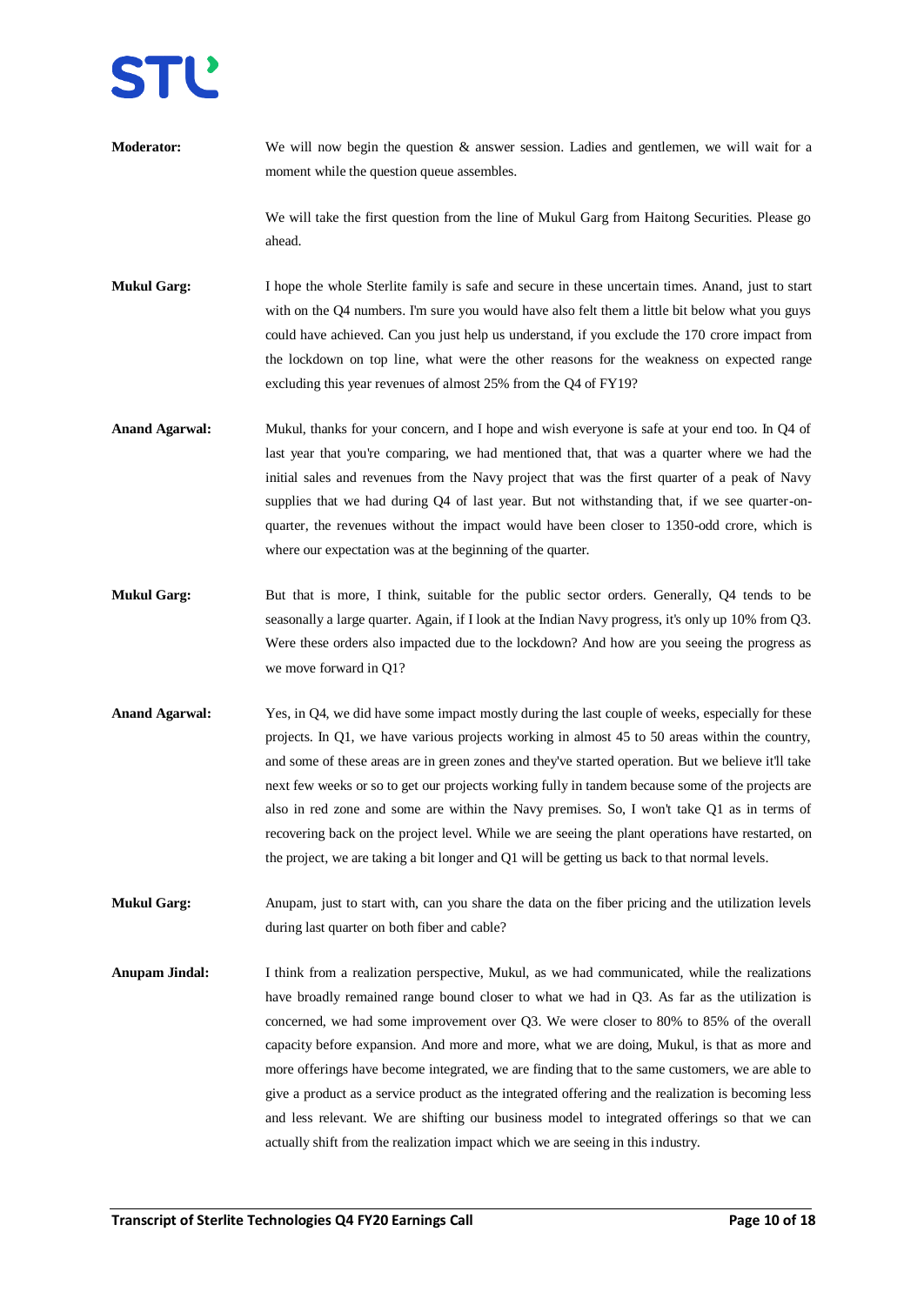**Moderator:** We will now begin the question & answer session. Ladies and gentlemen, we will wait for a moment while the question queue assembles.

We will take the first question from the line of Mukul Garg from Haitong Securities. Please go ahead.

**Mukul Garg:** I hope the whole Sterlite family is safe and secure in these uncertain times. Anand, just to start with on the Q4 numbers. I'm sure you would have also felt them a little bit below what you guys could have achieved. Can you just help us understand, if you exclude the 170 crore impact from the lockdown on top line, what were the other reasons for the weakness on expected range excluding this year revenues of almost 25% from the Q4 of FY19?

**Anand Agarwal:** Mukul, thanks for your concern, and I hope and wish everyone is safe at your end too. In Q4 of last year that you're comparing, we had mentioned that, that was a quarter where we had the initial sales and revenues from the Navy project that was the first quarter of a peak of Navy supplies that we had during Q4 of last year. But not withstanding that, if we see quarter-on-quarter, the revenues without the impact would have been closer to 1350-odd crore, which is where our expectation was at the beginning of the quarter.

**Mukul Garg:** But that is more, I think, suitable for the public sector orders. Generally, Q4 tends to be seasonally a large quarter. Again, if I look at the Indian Navy progress, it's only up 10% from Q3. Were these orders also impacted due to the lockdown? And how are you seeing the progress as we move forward in Q1?

**Anand Agarwal:** Yes, in Q4, we did have some impact mostly during the last couple of weeks, especially for these projects. In Q1, we have various projects working in almost 45 to 50 areas within the country, and some of these areas are in green zones and they've started operation. But we believe it'll take next few weeks or so to get our projects working fully in tandem because some of the projects are also in red zone and some are within the Navy premises. So, I won't take Q1 as in terms of recovering back on the project level. While we are seeing the plant operations have restarted, on the project, we are taking a bit longer and Q1 will be getting us back to that normal levels.

**Mukul Garg:** Anupam, just to start with, can you share the data on the fiber pricing and the utilization levels during last quarter on both fiber and cable?

**Anupam Jindal:** I think from a realization perspective, Mukul, as we had communicated, while the realizations have broadly remained range bound closer to what we had in Q3. As far as the utilization is concerned, we had some improvement over Q3. We were closer to 80% to 85% of the overall capacity before expansion. And more and more, what we are doing, Mukul, is that as more and more offerings have become integrated, we are finding that to the same customers, we are able to give a product as a service product as the integrated offering and the realization is becoming less and less relevant. We are shifting our business model to integrated offerings so that we can actually shift from the realization impact which we are seeing in this industry.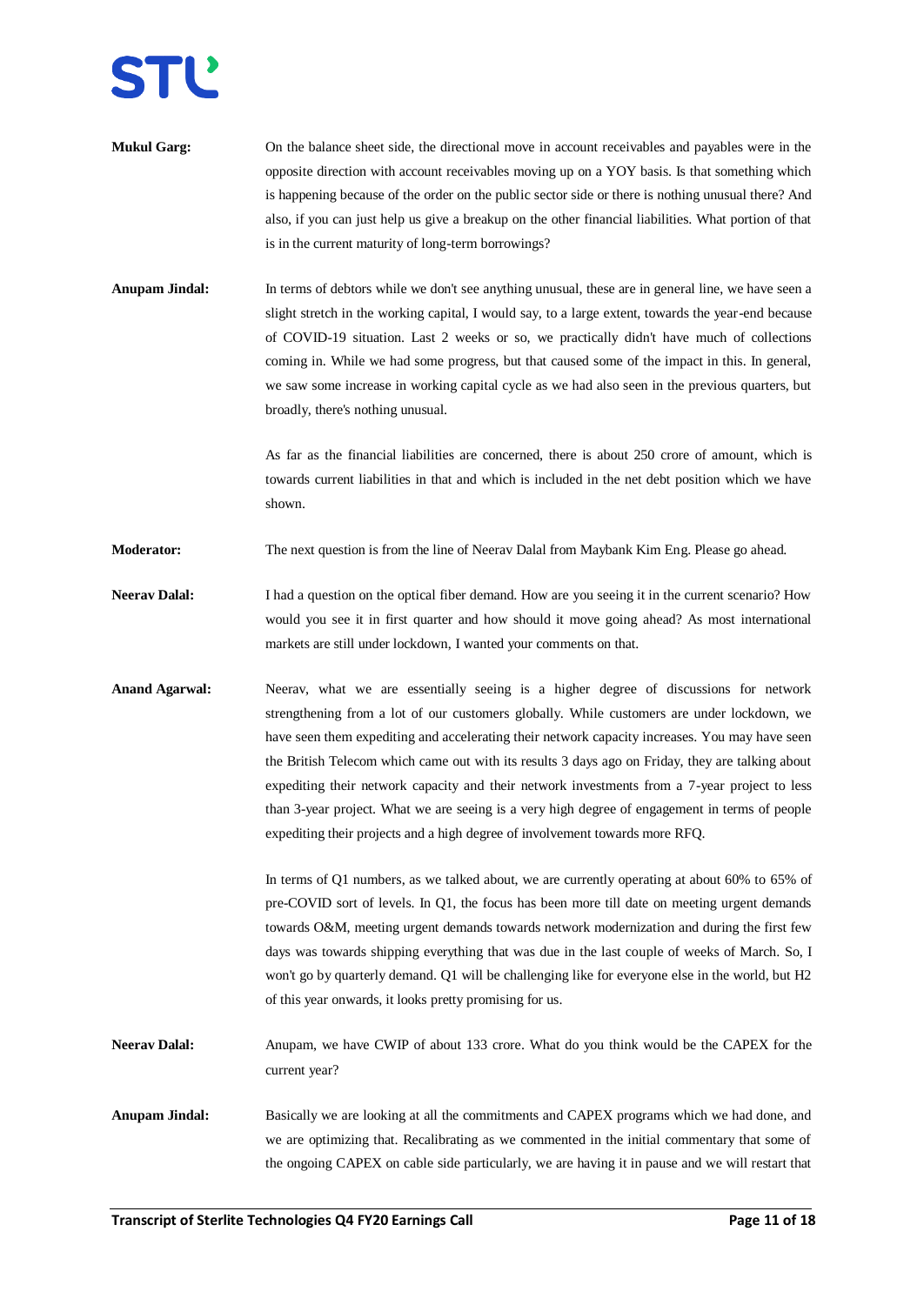**Mukul Garg:** On the balance sheet side, the directional move in account receivables and payables were in the opposite direction with account receivables moving up on a YOY basis. Is that something which is happening because of the order on the public sector side or there is nothing unusual there? And also, if you can just help us give a breakup on the other financial liabilities. What portion of that is in the current maturity of long-term borrowings?

**Anupam Jindal:** In terms of debtors while we don't see anything unusual, these are in general line, we have seen a slight stretch in the working capital, I would say, to a large extent, towards the year-end because of COVID-19 situation. Last 2 weeks or so, we practically didn't have much of collections coming in. While we had some progress, but that caused some of the impact in this. In general, we saw some increase in working capital cycle as we had also seen in the previous quarters, but broadly, there's nothing unusual.

As far as the financial liabilities are concerned, there is about 250 crore of amount, which is towards current liabilities in that and which is included in the net debt position which we have shown.

**Moderator:** The next question is from the line of Neerav Dalal from Maybank Kim Eng. Please go ahead.

**Neerav Dalal:** I had a question on the optical fiber demand. How are you seeing it in the current scenario? How would you see it in first quarter and how should it move going ahead? As most international markets are still under lockdown, I wanted your comments on that.

**Anand Agarwal:** Neerav, what we are essentially seeing is a higher degree of discussions for network strengthening from a lot of our customers globally. While customers are under lockdown, we have seen them expediting and accelerating their network capacity increases. You may have seen the British Telecom which came out with its results 3 days ago on Friday, they are talking about expediting their network capacity and their network investments from a 7-year project to less than 3-year project. What we are seeing is a very high degree of engagement in terms of people expediting their projects and a high degree of involvement towards more RFQ.

In terms of Q1 numbers, as we talked about, we are currently operating at about 60% to 65% of pre-COVID sort of levels. In Q1, the focus has been more till date on meeting urgent demands towards O&M, meeting urgent demands towards network modernization and during the first few days was towards shipping everything that was due in the last couple of weeks of March. So, I won't go by quarterly demand. Q1 will be challenging like for everyone else in the world, but H2 of this year onwards, it looks pretty promising for us.

**Neerav Dalal:** Anupam, we have CWIP of about 133 crore. What do you think would be the CAPEX for the current year?

**Anupam Jindal:** Basically we are looking at all the commitments and CAPEX programs which we had done, and we are optimizing that. Recalibrating as we commented in the initial commentary that some of the ongoing CAPEX on cable side particularly, we are having it in pause and we will restart that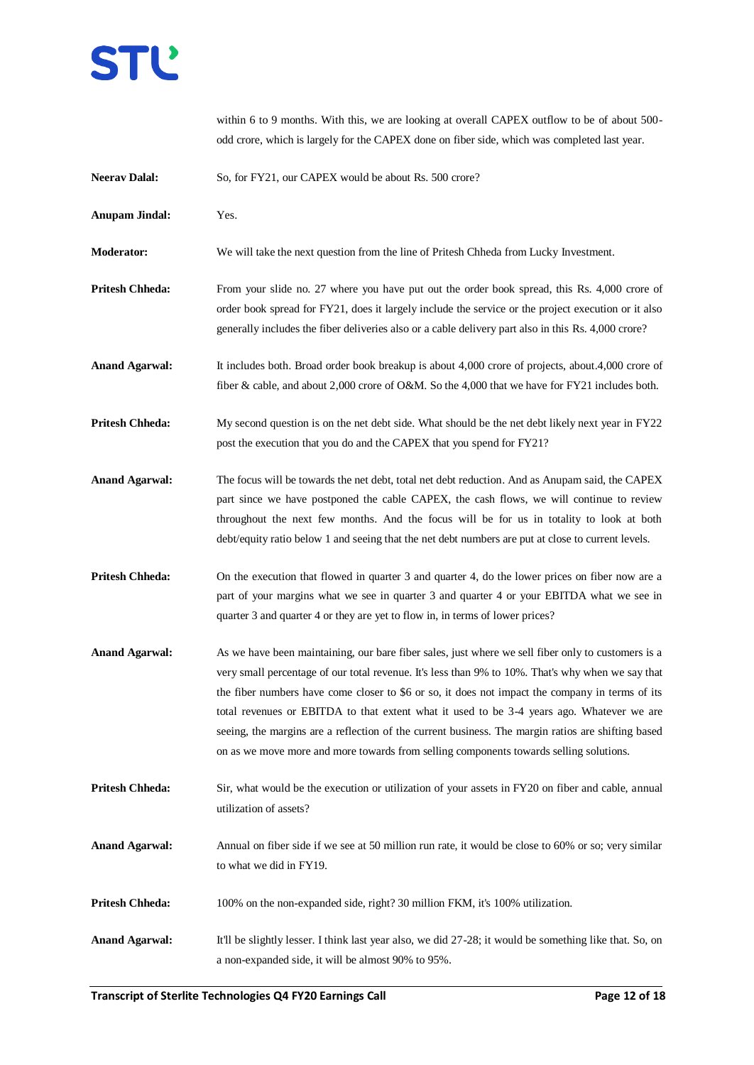within 6 to 9 months. With this, we are looking at overall CAPEX outflow to be of about 500-odd crore, which is largely for the CAPEX done on fiber side, which was completed last year.

**Neerav Dalal:** So, for FY21, our CAPEX would be about Rs. 500 crore?

**Anupam Jindal:** Yes.

**Moderator:** We will take the next question from the line of Pritesh Chheda from Lucky Investment.

**Pritesh Chheda:** From your slide no. 27 where you have put out the order book spread, this Rs. 4,000 crore of order book spread for FY21, does it largely include the service or the project execution or it also generally includes the fiber deliveries also or a cable delivery part also in this Rs. 4,000 crore?

**Anand Agarwal:** It includes both. Broad order book breakup is about 4,000 crore of projects, about.4,000 crore of fiber & cable, and about 2,000 crore of O&M. So the 4,000 that we have for FY21 includes both.

**Pritesh Chheda:** My second question is on the net debt side. What should be the net debt likely next year in FY22 post the execution that you do and the CAPEX that you spend for FY21?

**Anand Agarwal:** The focus will be towards the net debt, total net debt reduction. And as Anupam said, the CAPEX part since we have postponed the cable CAPEX, the cash flows, we will continue to review throughout the next few months. And the focus will be for us in totality to look at both debt/equity ratio below 1 and seeing that the net debt numbers are put at close to current levels.

**Pritesh Chheda:** On the execution that flowed in quarter 3 and quarter 4, do the lower prices on fiber now are a part of your margins what we see in quarter 3 and quarter 4 or your EBITDA what we see in quarter 3 and quarter 4 or they are yet to flow in, in terms of lower prices?

**Anand Agarwal:** As we have been maintaining, our bare fiber sales, just where we sell fiber only to customers is a very small percentage of our total revenue. It's less than 9% to 10%. That's why when we say that the fiber numbers have come closer to $6 or so, it does not impact the company in terms of its total revenues or EBITDA to that extent what it used to be 3-4 years ago. Whatever we are seeing, the margins are a reflection of the current business. The margin ratios are shifting based on as we move more and more towards from selling components towards selling solutions.

**Pritesh Chheda:** Sir, what would be the execution or utilization of your assets in FY20 on fiber and cable, annual utilization of assets?

**Anand Agarwal:** Annual on fiber side if we see at 50 million run rate, it would be close to 60% or so; very similar to what we did in FY19.

**Pritesh Chheda:** 100% on the non-expanded side, right? 30 million FKM, it's 100% utilization.

**Anand Agarwal:** It'll be slightly lesser. I think last year also, we did 27-28; it would be something like that. So, on a non-expanded side, it will be almost 90% to 95%.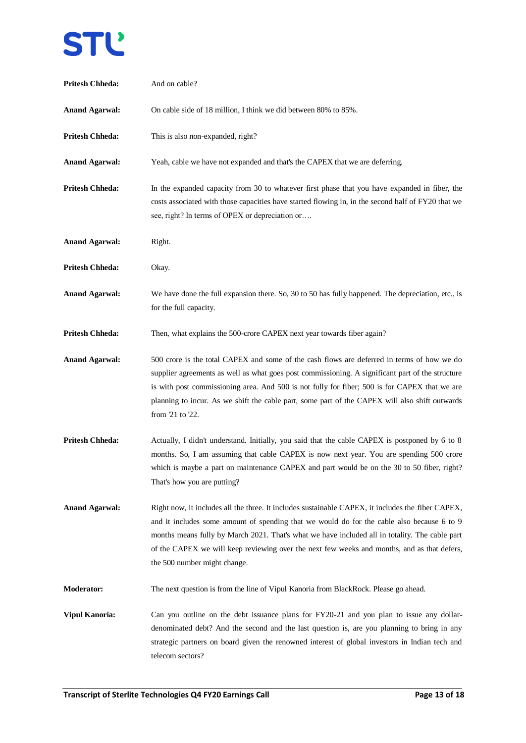**Pritesh Chheda:** And on cable?

**Anand Agarwal:** On cable side of 18 million, I think we did between 80% to 85%.

**Pritesh Chheda:** This is also non-expanded, right?

**Anand Agarwal:** Yeah, cable we have not expanded and that's the CAPEX that we are deferring.

**Pritesh Chheda:** In the expanded capacity from 30 to whatever first phase that you have expanded in fiber, the costs associated with those capacities have started flowing in, in the second half of FY20 that we see, right? In terms of OPEX or depreciation or….

**Anand Agarwal:** Right.

**Pritesh Chheda:** Okay.

**Anand Agarwal:** We have done the full expansion there. So, 30 to 50 has fully happened. The depreciation, etc., is for the full capacity.

**Pritesh Chheda:** Then, what explains the 500-crore CAPEX next year towards fiber again?

**Anand Agarwal:** 500 crore is the total CAPEX and some of the cash flows are deferred in terms of how we do supplier agreements as well as what goes post commissioning. A significant part of the structure is with post commissioning area. And 500 is not fully for fiber; 500 is for CAPEX that we are planning to incur. As we shift the cable part, some part of the CAPEX will also shift outwards from '21 to '22.

**Pritesh Chheda:** Actually, I didn't understand. Initially, you said that the cable CAPEX is postponed by 6 to 8 months. So, I am assuming that cable CAPEX is now next year. You are spending 500 crore which is maybe a part on maintenance CAPEX and part would be on the 30 to 50 fiber, right? That's how you are putting?

**Anand Agarwal:** Right now, it includes all the three. It includes sustainable CAPEX, it includes the fiber CAPEX, and it includes some amount of spending that we would do for the cable also because 6 to 9 months means fully by March 2021. That's what we have included all in totality. The cable part of the CAPEX we will keep reviewing over the next few weeks and months, and as that defers, the 500 number might change.

**Moderator:** The next question is from the line of Vipul Kanoria from BlackRock. Please go ahead.

**Vipul Kanoria:** Can you outline on the debt issuance plans for FY20-21 and you plan to issue any dollar-denominated debt? And the second and the last question is, are you planning to bring in any strategic partners on board given the renowned interest of global investors in Indian tech and telecom sectors?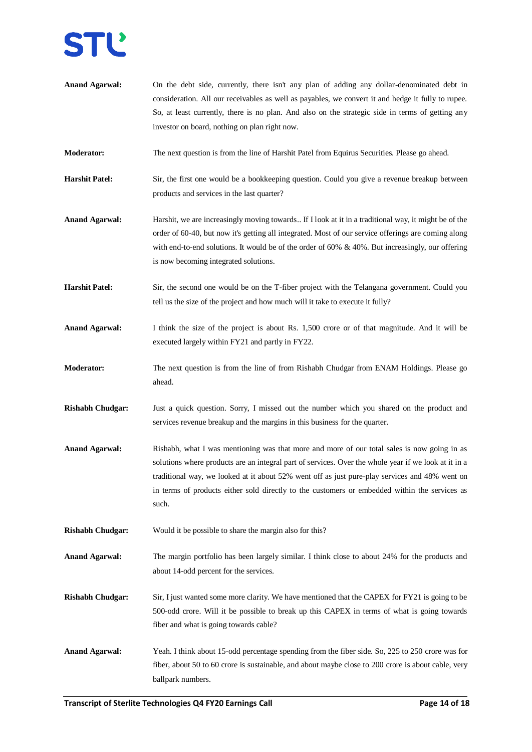**Anand Agarwal:** On the debt side, currently, there isn't any plan of adding any dollar-denominated debt in consideration. All our receivables as well as payables, we convert it and hedge it fully to rupee. So, at least currently, there is no plan. And also on the strategic side in terms of getting any investor on board, nothing on plan right now.

**Moderator:** The next question is from the line of Harshit Patel from Equirus Securities. Please go ahead.

**Harshit Patel:** Sir, the first one would be a bookkeeping question. Could you give a revenue breakup between products and services in the last quarter?

**Anand Agarwal:** Harshit, we are increasingly moving towards.. If I look at it in a traditional way, it might be of the order of 60-40, but now it's getting all integrated. Most of our service offerings are coming along with end-to-end solutions. It would be of the order of 60% & 40%. But increasingly, our offering is now becoming integrated solutions.

**Harshit Patel:** Sir, the second one would be on the T-fiber project with the Telangana government. Could you tell us the size of the project and how much will it take to execute it fully?

**Anand Agarwal:** I think the size of the project is about Rs. 1,500 crore or of that magnitude. And it will be executed largely within FY21 and partly in FY22.

**Moderator:** The next question is from the line of from Rishabh Chudgar from ENAM Holdings. Please go ahead.

**Rishabh Chudgar:** Just a quick question. Sorry, I missed out the number which you shared on the product and services revenue breakup and the margins in this business for the quarter.

**Anand Agarwal:** Rishabh, what I was mentioning was that more and more of our total sales is now going in as solutions where products are an integral part of services. Over the whole year if we look at it in a traditional way, we looked at it about 52% went off as just pure-play services and 48% went on in terms of products either sold directly to the customers or embedded within the services as such.

**Rishabh Chudgar:** Would it be possible to share the margin also for this?

**Anand Agarwal:** The margin portfolio has been largely similar. I think close to about 24% for the products and about 14-odd percent for the services.

**Rishabh Chudgar:** Sir, I just wanted some more clarity. We have mentioned that the CAPEX for FY21 is going to be 500-odd crore. Will it be possible to break up this CAPEX in terms of what is going towards fiber and what is going towards cable?

**Anand Agarwal:** Yeah. I think about 15-odd percentage spending from the fiber side. So, 225 to 250 crore was for fiber, about 50 to 60 crore is sustainable, and about maybe close to 200 crore is about cable, very ballpark numbers.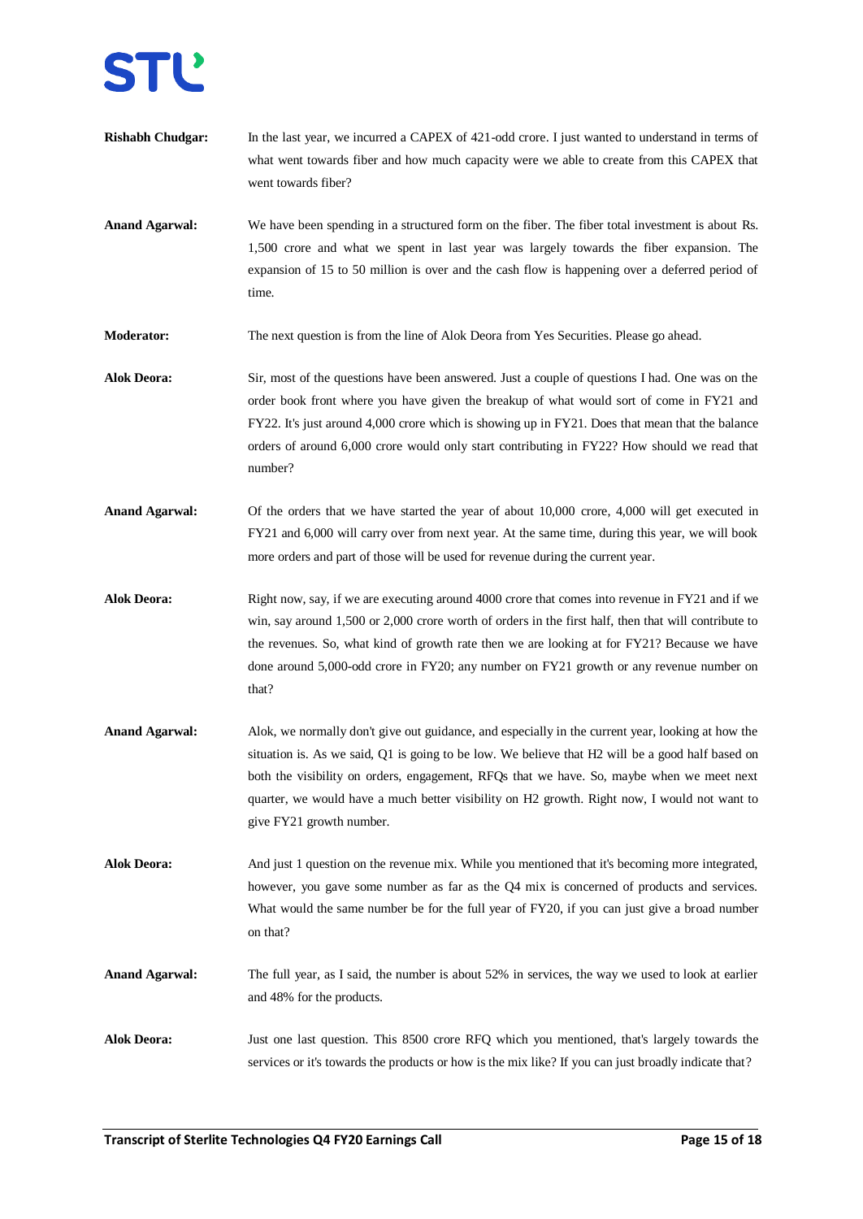**Rishabh Chudgar:** In the last year, we incurred a CAPEX of 421-odd crore. I just wanted to understand in terms of what went towards fiber and how much capacity were we able to create from this CAPEX that went towards fiber?

**Anand Agarwal:** We have been spending in a structured form on the fiber. The fiber total investment is about Rs. 1,500 crore and what we spent in last year was largely towards the fiber expansion. The expansion of 15 to 50 million is over and the cash flow is happening over a deferred period of time.

**Moderator:** The next question is from the line of Alok Deora from Yes Securities. Please go ahead.

**Alok Deora:** Sir, most of the questions have been answered. Just a couple of questions I had. One was on the order book front where you have given the breakup of what would sort of come in FY21 and FY22. It's just around 4,000 crore which is showing up in FY21. Does that mean that the balance orders of around 6,000 crore would only start contributing in FY22? How should we read that number?

**Anand Agarwal:** Of the orders that we have started the year of about 10,000 crore, 4,000 will get executed in FY21 and 6,000 will carry over from next year. At the same time, during this year, we will book more orders and part of those will be used for revenue during the current year.

**Alok Deora:** Right now, say, if we are executing around 4000 crore that comes into revenue in FY21 and if we win, say around 1,500 or 2,000 crore worth of orders in the first half, then that will contribute to the revenues. So, what kind of growth rate then we are looking at for FY21? Because we have done around 5,000-odd crore in FY20; any number on FY21 growth or any revenue number on that?

**Anand Agarwal:** Alok, we normally don't give out guidance, and especially in the current year, looking at how the situation is. As we said, Q1 is going to be low. We believe that H2 will be a good half based on both the visibility on orders, engagement, RFQs that we have. So, maybe when we meet next quarter, we would have a much better visibility on H2 growth. Right now, I would not want to give FY21 growth number.

**Alok Deora:** And just 1 question on the revenue mix. While you mentioned that it's becoming more integrated, however, you gave some number as far as the Q4 mix is concerned of products and services. What would the same number be for the full year of FY20, if you can just give a broad number on that?

**Anand Agarwal:** The full year, as I said, the number is about 52% in services, the way we used to look at earlier and 48% for the products.

**Alok Deora:** Just one last question. This 8500 crore RFQ which you mentioned, that's largely towards the services or it's towards the products or how is the mix like? If you can just broadly indicate that?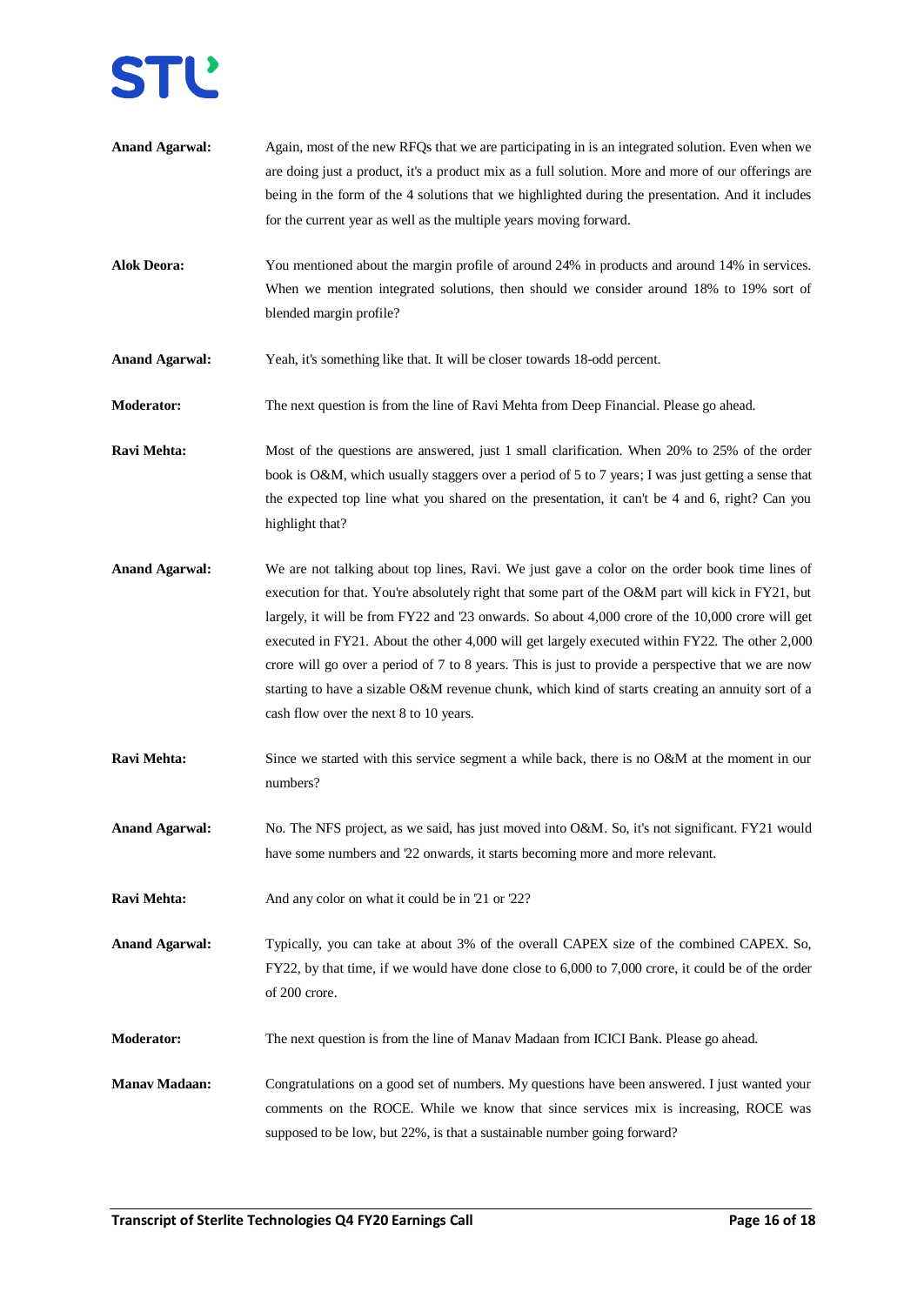**Anand Agarwal:** Again, most of the new RFQs that we are participating in is an integrated solution. Even when we are doing just a product, it's a product mix as a full solution. More and more of our offerings are being in the form of the 4 solutions that we highlighted during the presentation. And it includes for the current year as well as the multiple years moving forward.

**Alok Deora:** You mentioned about the margin profile of around 24% in products and around 14% in services. When we mention integrated solutions, then should we consider around 18% to 19% sort of blended margin profile?

**Anand Agarwal:** Yeah, it's something like that. It will be closer towards 18-odd percent.

**Moderator:** The next question is from the line of Ravi Mehta from Deep Financial. Please go ahead.

**Ravi Mehta:** Most of the questions are answered, just 1 small clarification. When 20% to 25% of the order book is O&M, which usually staggers over a period of 5 to 7 years; I was just getting a sense that the expected top line what you shared on the presentation, it can't be 4 and 6, right? Can you highlight that?

**Anand Agarwal:** We are not talking about top lines, Ravi. We just gave a color on the order book time lines of execution for that. You're absolutely right that some part of the O&M part will kick in FY21, but largely, it will be from FY22 and '23 onwards. So about 4,000 crore of the 10,000 crore will get executed in FY21. About the other 4,000 will get largely executed within FY22. The other 2,000 crore will go over a period of 7 to 8 years. This is just to provide a perspective that we are now starting to have a sizable O&M revenue chunk, which kind of starts creating an annuity sort of a cash flow over the next 8 to 10 years.

**Ravi Mehta:** Since we started with this service segment a while back, there is no O&M at the moment in our numbers?

**Anand Agarwal:** No. The NFS project, as we said, has just moved into O&M. So, it's not significant. FY21 would have some numbers and '22 onwards, it starts becoming more and more relevant.

**Ravi Mehta:** And any color on what it could be in '21 or '22?

**Anand Agarwal:** Typically, you can take at about 3% of the overall CAPEX size of the combined CAPEX. So, FY22, by that time, if we would have done close to 6,000 to 7,000 crore, it could be of the order of 200 crore.

**Moderator:** The next question is from the line of Manav Madaan from ICICI Bank. Please go ahead.

**Manav Madaan:** Congratulations on a good set of numbers. My questions have been answered. I just wanted your comments on the ROCE. While we know that since services mix is increasing, ROCE was supposed to be low, but 22%, is that a sustainable number going forward?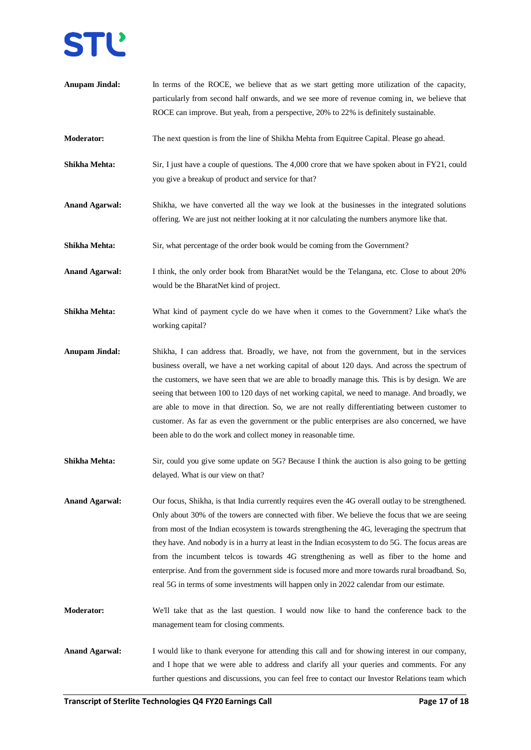**Anupam Jindal:** In terms of the ROCE, we believe that as we start getting more utilization of the capacity, particularly from second half onwards, and we see more of revenue coming in, we believe that ROCE can improve. But yeah, from a perspective, 20% to 22% is definitely sustainable.

**Moderator:** The next question is from the line of Shikha Mehta from Equitree Capital. Please go ahead.

**Shikha Mehta:** Sir, I just have a couple of questions. The 4,000 crore that we have spoken about in FY21, could you give a breakup of product and service for that?

**Anand Agarwal:** Shikha, we have converted all the way we look at the businesses in the integrated solutions offering. We are just not neither looking at it nor calculating the numbers anymore like that.

**Shikha Mehta:** Sir, what percentage of the order book would be coming from the Government?

**Anand Agarwal:** I think, the only order book from BharatNet would be the Telangana, etc. Close to about 20% would be the BharatNet kind of project.

**Shikha Mehta:** What kind of payment cycle do we have when it comes to the Government? Like what's the working capital?

**Anupam Jindal:** Shikha, I can address that. Broadly, we have, not from the government, but in the services business overall, we have a net working capital of about 120 days. And across the spectrum of the customers, we have seen that we are able to broadly manage this. This is by design. We are seeing that between 100 to 120 days of net working capital, we need to manage. And broadly, we are able to move in that direction. So, we are not really differentiating between customer to customer. As far as even the government or the public enterprises are also concerned, we have been able to do the work and collect money in reasonable time.

**Shikha Mehta:** Sir, could you give some update on 5G? Because I think the auction is also going to be getting delayed. What is our view on that?

**Anand Agarwal:** Our focus, Shikha, is that India currently requires even the 4G overall outlay to be strengthened. Only about 30% of the towers are connected with fiber. We believe the focus that we are seeing from most of the Indian ecosystem is towards strengthening the 4G, leveraging the spectrum that they have. And nobody is in a hurry at least in the Indian ecosystem to do 5G. The focus areas are from the incumbent telcos is towards 4G strengthening as well as fiber to the home and enterprise. And from the government side is focused more and more towards rural broadband. So, real 5G in terms of some investments will happen only in 2022 calendar from our estimate.

**Moderator:** We'll take that as the last question. I would now like to hand the conference back to the management team for closing comments.

**Anand Agarwal:** I would like to thank everyone for attending this call and for showing interest in our company, and I hope that we were able to address and clarify all your queries and comments. For any further questions and discussions, you can feel free to contact our Investor Relations team which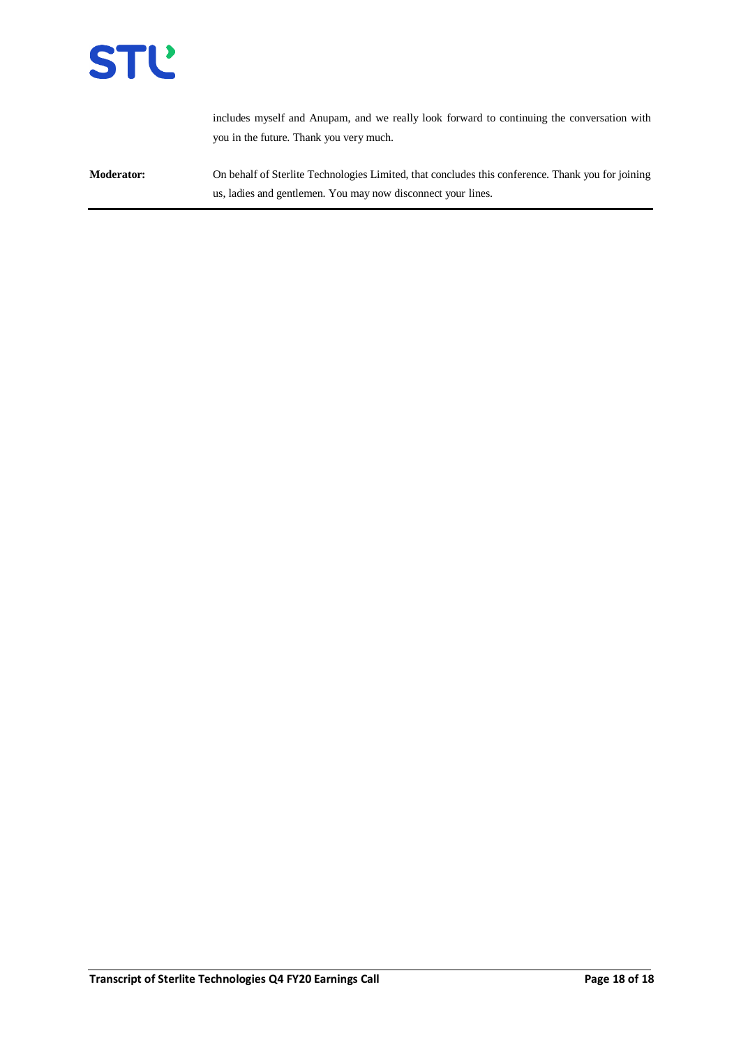includes myself and Anupam, and we really look forward to continuing the conversation with you in the future. Thank you very much.

**Moderator:** On behalf of Sterlite Technologies Limited, that concludes this conference. Thank you for joining us, ladies and gentlemen. You may now disconnect your lines.